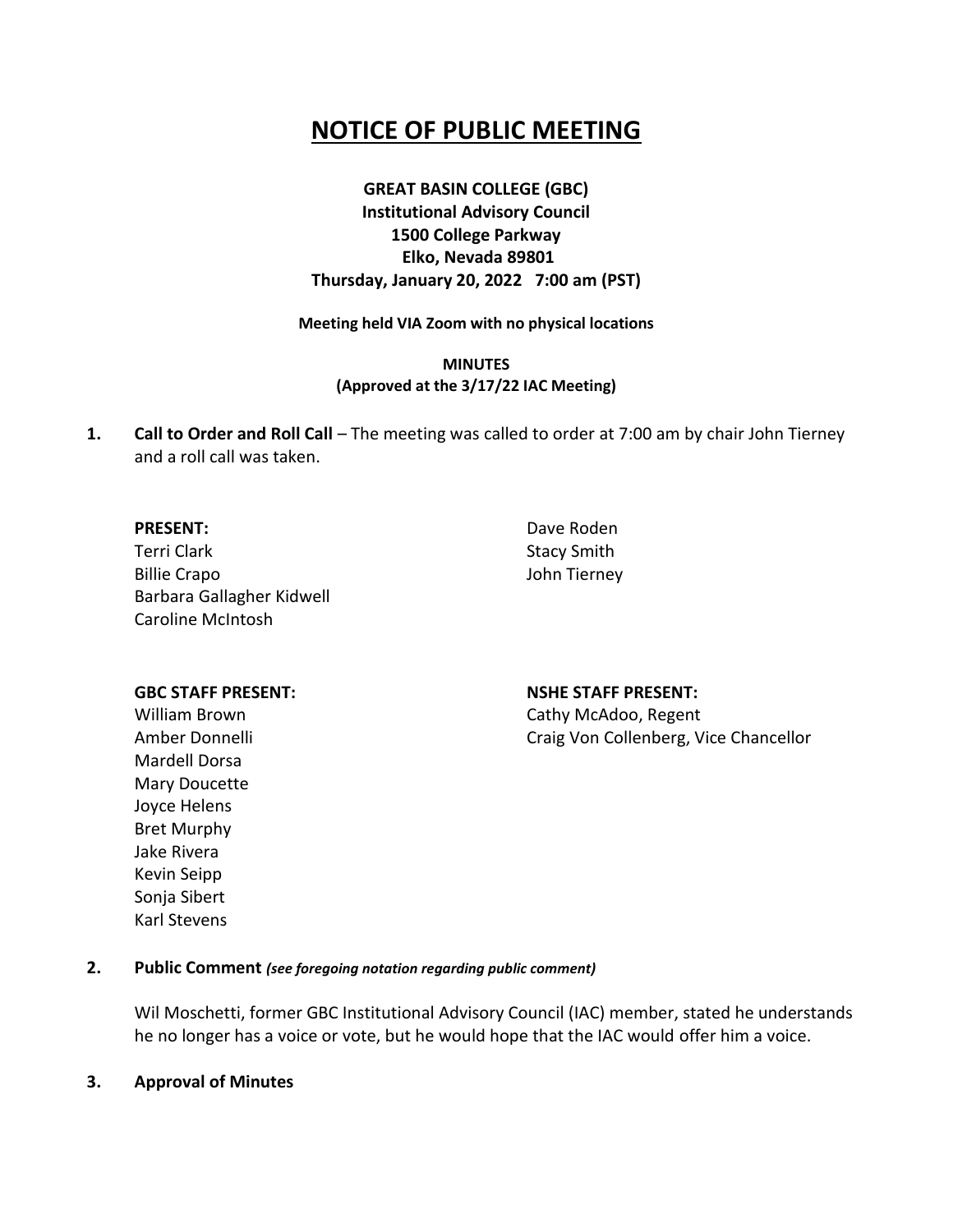# NOTICE OF PUBLIC MEETING

**GREAT BASIN COLLEGE (GBC)**
**Institutional Advisory Council**
**1500 College Parkway**
**Elko, Nevada 89801**
**Thursday, January 20, 2022 7:00 am (PST)**

**Meeting held VIA Zoom with no physical locations**

**MINUTES**
**(Approved at the 3/17/22 IAC Meeting)**

**1. Call to Order and Roll Call** – The meeting was called to order at 7:00 am by chair John Tierney and a roll call was taken.

**PRESENT:**
Terri Clark
Billie Crapo
Barbara Gallagher Kidwell
Caroline McIntosh
Dave Roden
Stacy Smith
John Tierney

**GBC STAFF PRESENT:**
William Brown
Amber Donnelli
Mardell Dorsa
Mary Doucette
Joyce Helens
Bret Murphy
Jake Rivera
Kevin Seipp
Sonja Sibert
Karl Stevens

**NSHE STAFF PRESENT:**
Cathy McAdoo, Regent
Craig Von Collenberg, Vice Chancellor

**2. Public Comment** ***(see foregoing notation regarding public comment)***

Wil Moschetti, former GBC Institutional Advisory Council (IAC) member, stated he understands he no longer has a voice or vote, but he would hope that the IAC would offer him a voice.

**3. Approval of Minutes**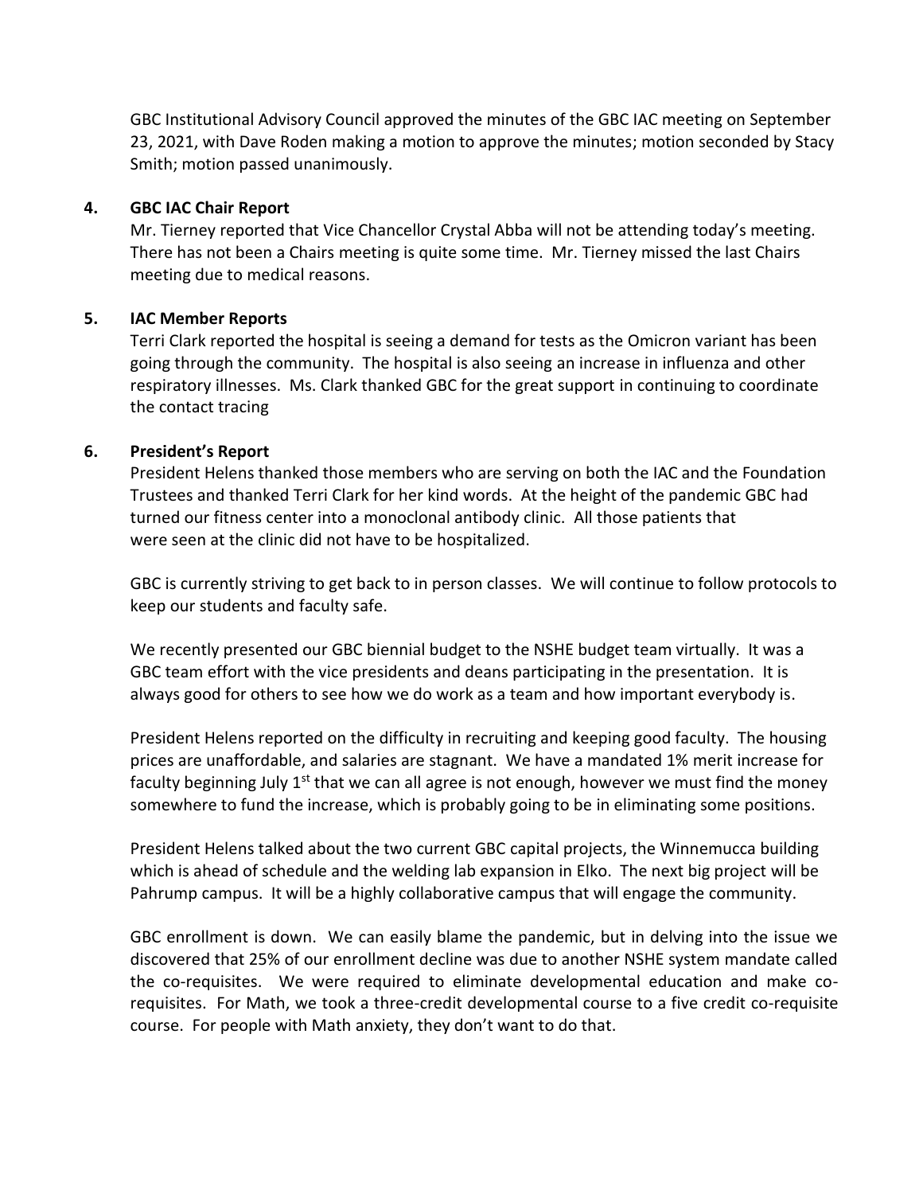GBC Institutional Advisory Council approved the minutes of the GBC IAC meeting on September 23, 2021, with Dave Roden making a motion to approve the minutes; motion seconded by Stacy Smith; motion passed unanimously.

**4. GBC IAC Chair Report**

Mr. Tierney reported that Vice Chancellor Crystal Abba will not be attending today's meeting. There has not been a Chairs meeting is quite some time. Mr. Tierney missed the last Chairs meeting due to medical reasons.

**5. IAC Member Reports**

Terri Clark reported the hospital is seeing a demand for tests as the Omicron variant has been going through the community. The hospital is also seeing an increase in influenza and other respiratory illnesses. Ms. Clark thanked GBC for the great support in continuing to coordinate the contact tracing

**6. President's Report**

President Helens thanked those members who are serving on both the IAC and the Foundation Trustees and thanked Terri Clark for her kind words. At the height of the pandemic GBC had turned our fitness center into a monoclonal antibody clinic. All those patients that were seen at the clinic did not have to be hospitalized.

GBC is currently striving to get back to in person classes. We will continue to follow protocols to keep our students and faculty safe.

We recently presented our GBC biennial budget to the NSHE budget team virtually. It was a GBC team effort with the vice presidents and deans participating in the presentation. It is always good for others to see how we do work as a team and how important everybody is.

President Helens reported on the difficulty in recruiting and keeping good faculty. The housing prices are unaffordable, and salaries are stagnant. We have a mandated 1% merit increase for faculty beginning July 1st that we can all agree is not enough, however we must find the money somewhere to fund the increase, which is probably going to be in eliminating some positions.

President Helens talked about the two current GBC capital projects, the Winnemucca building which is ahead of schedule and the welding lab expansion in Elko. The next big project will be Pahrump campus. It will be a highly collaborative campus that will engage the community.

GBC enrollment is down. We can easily blame the pandemic, but in delving into the issue we discovered that 25% of our enrollment decline was due to another NSHE system mandate called the co-requisites. We were required to eliminate developmental education and make co-requisites. For Math, we took a three-credit developmental course to a five credit co-requisite course. For people with Math anxiety, they don't want to do that.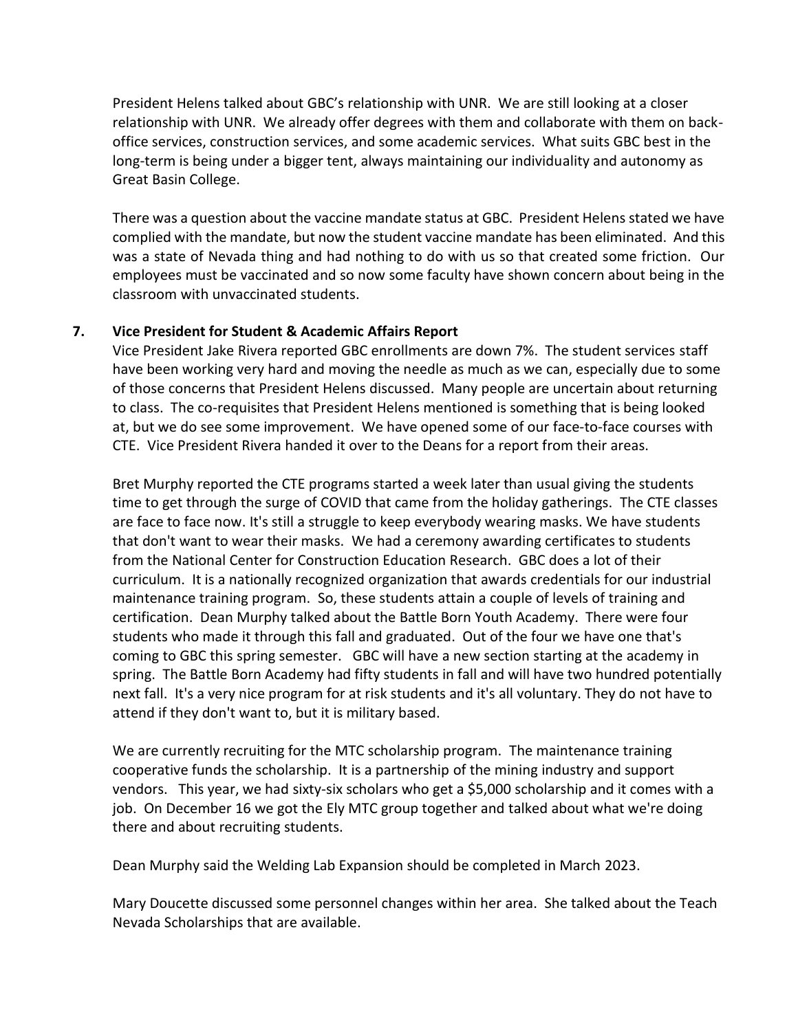President Helens talked about GBC's relationship with UNR. We are still looking at a closer relationship with UNR. We already offer degrees with them and collaborate with them on back-office services, construction services, and some academic services. What suits GBC best in the long-term is being under a bigger tent, always maintaining our individuality and autonomy as Great Basin College.

There was a question about the vaccine mandate status at GBC. President Helens stated we have complied with the mandate, but now the student vaccine mandate has been eliminated. And this was a state of Nevada thing and had nothing to do with us so that created some friction. Our employees must be vaccinated and so now some faculty have shown concern about being in the classroom with unvaccinated students.

7. **Vice President for Student & Academic Affairs Report**

Vice President Jake Rivera reported GBC enrollments are down 7%. The student services staff have been working very hard and moving the needle as much as we can, especially due to some of those concerns that President Helens discussed. Many people are uncertain about returning to class. The co-requisites that President Helens mentioned is something that is being looked at, but we do see some improvement. We have opened some of our face-to-face courses with CTE. Vice President Rivera handed it over to the Deans for a report from their areas.

Bret Murphy reported the CTE programs started a week later than usual giving the students time to get through the surge of COVID that came from the holiday gatherings. The CTE classes are face to face now. It's still a struggle to keep everybody wearing masks. We have students that don't want to wear their masks. We had a ceremony awarding certificates to students from the National Center for Construction Education Research. GBC does a lot of their curriculum. It is a nationally recognized organization that awards credentials for our industrial maintenance training program. So, these students attain a couple of levels of training and certification. Dean Murphy talked about the Battle Born Youth Academy. There were four students who made it through this fall and graduated. Out of the four we have one that's coming to GBC this spring semester. GBC will have a new section starting at the academy in spring. The Battle Born Academy had fifty students in fall and will have two hundred potentially next fall. It's a very nice program for at risk students and it's all voluntary. They do not have to attend if they don't want to, but it is military based.

We are currently recruiting for the MTC scholarship program. The maintenance training cooperative funds the scholarship. It is a partnership of the mining industry and support vendors. This year, we had sixty-six scholars who get a $5,000 scholarship and it comes with a job. On December 16 we got the Ely MTC group together and talked about what we're doing there and about recruiting students.

Dean Murphy said the Welding Lab Expansion should be completed in March 2023.

Mary Doucette discussed some personnel changes within her area. She talked about the Teach Nevada Scholarships that are available.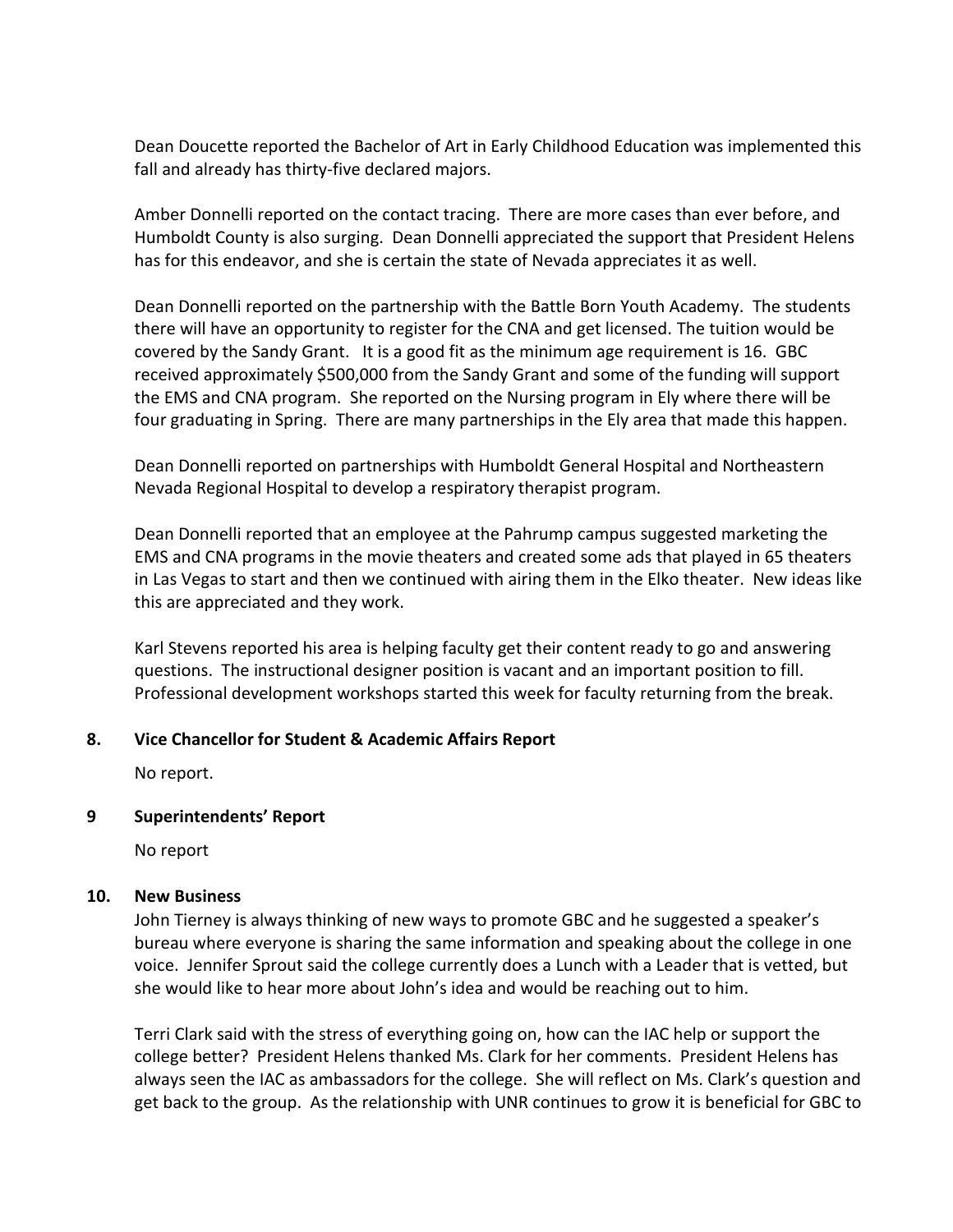Dean Doucette reported the Bachelor of Art in Early Childhood Education was implemented this fall and already has thirty-five declared majors.

Amber Donnelli reported on the contact tracing. There are more cases than ever before, and Humboldt County is also surging. Dean Donnelli appreciated the support that President Helens has for this endeavor, and she is certain the state of Nevada appreciates it as well.

Dean Donnelli reported on the partnership with the Battle Born Youth Academy. The students there will have an opportunity to register for the CNA and get licensed. The tuition would be covered by the Sandy Grant. It is a good fit as the minimum age requirement is 16. GBC received approximately $500,000 from the Sandy Grant and some of the funding will support the EMS and CNA program. She reported on the Nursing program in Ely where there will be four graduating in Spring. There are many partnerships in the Ely area that made this happen.

Dean Donnelli reported on partnerships with Humboldt General Hospital and Northeastern Nevada Regional Hospital to develop a respiratory therapist program.

Dean Donnelli reported that an employee at the Pahrump campus suggested marketing the EMS and CNA programs in the movie theaters and created some ads that played in 65 theaters in Las Vegas to start and then we continued with airing them in the Elko theater. New ideas like this are appreciated and they work.

Karl Stevens reported his area is helping faculty get their content ready to go and answering questions. The instructional designer position is vacant and an important position to fill. Professional development workshops started this week for faculty returning from the break.

**8. Vice Chancellor for Student & Academic Affairs Report**

No report.

**9 Superintendents' Report**

No report

**10. New Business**

John Tierney is always thinking of new ways to promote GBC and he suggested a speaker's bureau where everyone is sharing the same information and speaking about the college in one voice. Jennifer Sprout said the college currently does a Lunch with a Leader that is vetted, but she would like to hear more about John's idea and would be reaching out to him.

Terri Clark said with the stress of everything going on, how can the IAC help or support the college better? President Helens thanked Ms. Clark for her comments. President Helens has always seen the IAC as ambassadors for the college. She will reflect on Ms. Clark's question and get back to the group. As the relationship with UNR continues to grow it is beneficial for GBC to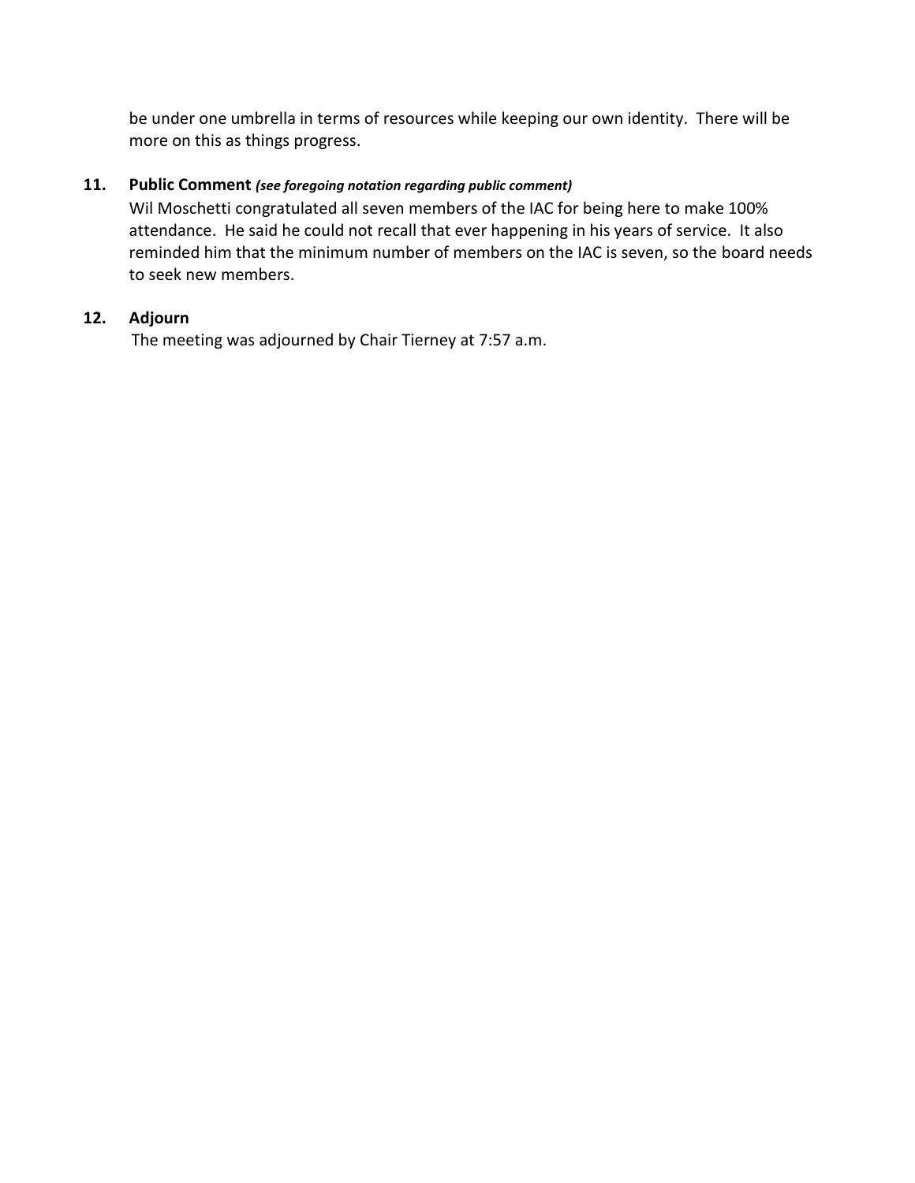be under one umbrella in terms of resources while keeping our own identity. There will be more on this as things progress.

**11. Public Comment** ***(see foregoing notation regarding public comment)***

Wil Moschetti congratulated all seven members of the IAC for being here to make 100% attendance. He said he could not recall that ever happening in his years of service. It also reminded him that the minimum number of members on the IAC is seven, so the board needs to seek new members.

**12. Adjourn**

The meeting was adjourned by Chair Tierney at 7:57 a.m.